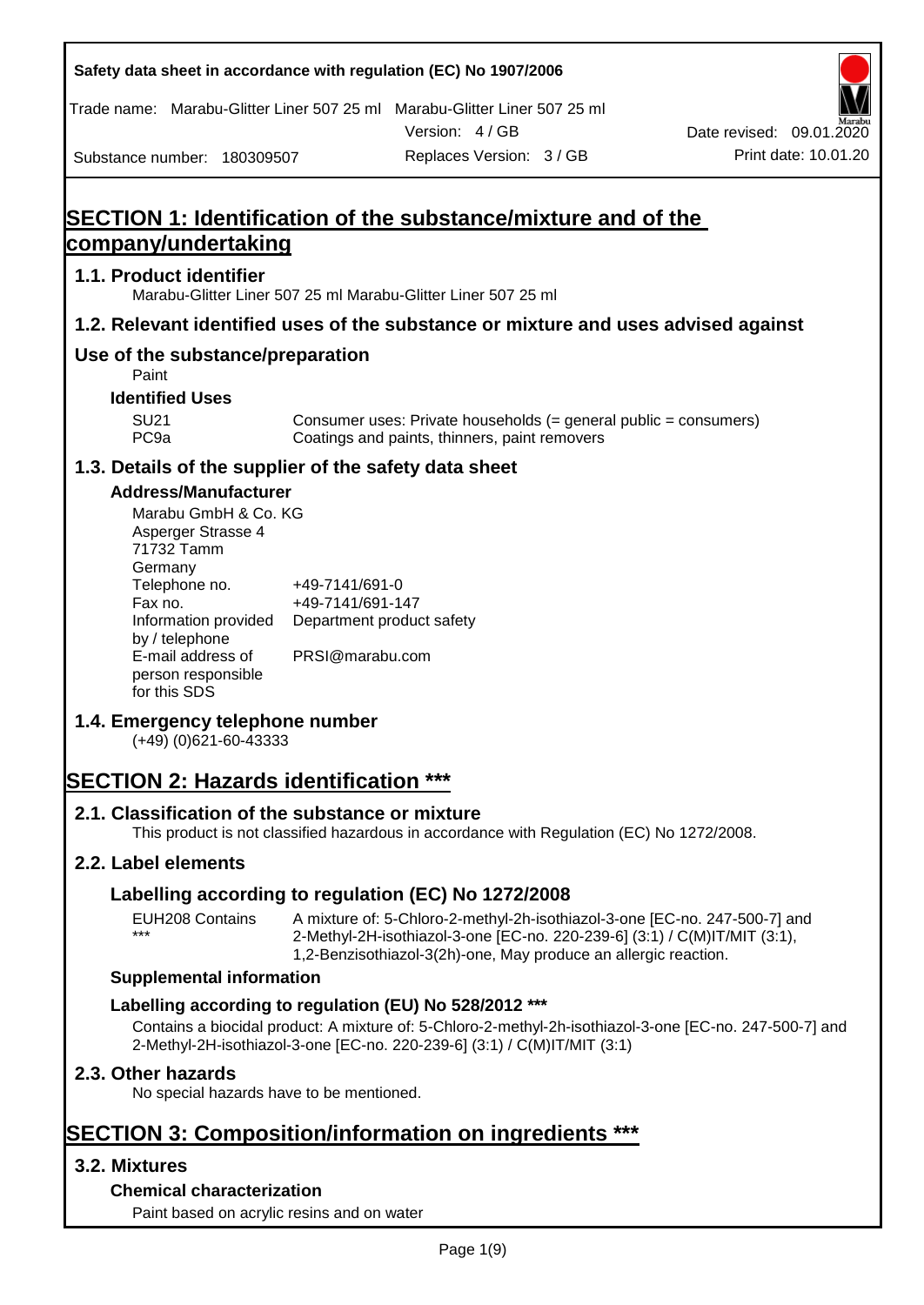# SECTION 1: Identification of the substance/mixture and of the company/undertaking

## 1.1. Product identifier

Marabu-Glitter Liner 507 25 ml Marabu-Glitter Liner 507 25 ml

## 1.2. Relevant identified uses of the substance or mixture and uses advised against

## Use of the substance/preparation

Paint

### Identified Uses

| | |
|---|---|
| SU21 | Consumer uses: Private households (= general public = consumers) |
| PC9a | Coatings and paints, thinners, paint removers |

## 1.3. Details of the supplier of the safety data sheet

### Address/Manufacturer

Marabu GmbH & Co. KG
Asperger Strasse 4
71732 Tamm
Germany

| | |
|---|---|
| Telephone no. | +49-7141/691-0 |
| Fax no. | +49-7141/691-147 |
| Information provided by / telephone | Department product safety |
| E-mail address of person responsible for this SDS | PRSI@marabu.com |

## 1.4. Emergency telephone number

(+49) (0)621-60-43333

# SECTION 2: Hazards identification ***

## 2.1. Classification of the substance or mixture

This product is not classified hazardous in accordance with Regulation (EC) No 1272/2008.

## 2.2. Label elements

### Labelling according to regulation (EC) No 1272/2008

| | |
|---|---|
| EUH208 Contains *** | A mixture of: 5-Chloro-2-methyl-2h-isothiazol-3-one [EC-no. 247-500-7] and 2-Methyl-2H-isothiazol-3-one [EC-no. 220-239-6] (3:1) / C(M)IT/MIT (3:1), 1,2-Benzisothiazol-3(2h)-one, May produce an allergic reaction. |

### Supplemental information

### Labelling according to regulation (EU) No 528/2012 ***

Contains a biocidal product: A mixture of: 5-Chloro-2-methyl-2h-isothiazol-3-one [EC-no. 247-500-7] and 2-Methyl-2H-isothiazol-3-one [EC-no. 220-239-6] (3:1) / C(M)IT/MIT (3:1)

## 2.3. Other hazards

No special hazards have to be mentioned.

# SECTION 3: Composition/information on ingredients ***

## 3.2. Mixtures

### Chemical characterization

Paint based on acrylic resins and on water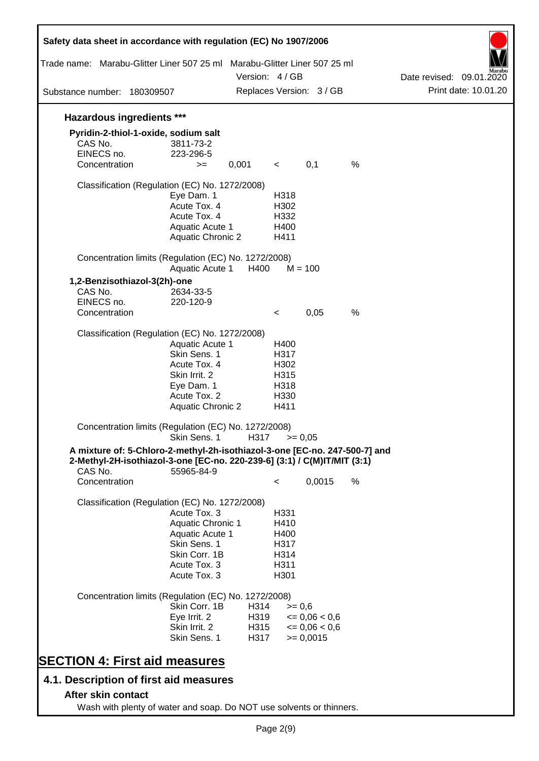### Hazardous ingredients ***

**Pyridin-2-thiol-1-oxide, sodium salt**

| | | | | | |
|---|---|---|---|---|---|
| CAS No. | 3811-73-2 | | | | |
| EINECS no. | 223-296-5 | | | | |
| Concentration | >= | 0,001 | < | 0,1 | % |

Classification (Regulation (EC) No. 1272/2008)

| | |
|---|---|
| Eye Dam. 1 | H318 |
| Acute Tox. 4 | H302 |
| Acute Tox. 4 | H332 |
| Aquatic Acute 1 | H400 |
| Aquatic Chronic 2 | H411 |

Concentration limits (Regulation (EC) No. 1272/2008)

| | | |
|---|---|---|
| Aquatic Acute 1 | H400 | M = 100 |

**1,2-Benzisothiazol-3(2h)-one**

| | | | | |
|---|---|---|---|---|
| CAS No. | 2634-33-5 | | | |
| EINECS no. | 220-120-9 | | | |
| Concentration | | < | 0,05 | % |

Classification (Regulation (EC) No. 1272/2008)

| | |
|---|---|
| Aquatic Acute 1 | H400 |
| Skin Sens. 1 | H317 |
| Acute Tox. 4 | H302 |
| Skin Irrit. 2 | H315 |
| Eye Dam. 1 | H318 |
| Acute Tox. 2 | H330 |
| Aquatic Chronic 2 | H411 |

Concentration limits (Regulation (EC) No. 1272/2008)

| | | |
|---|---|---|
| Skin Sens. 1 | H317 | >= 0,05 |

**A mixture of: 5-Chloro-2-methyl-2h-isothiazol-3-one [EC-no. 247-500-7] and 2-Methyl-2H-isothiazol-3-one [EC-no. 220-239-6] (3:1) / C(M)IT/MIT (3:1)**

| | | | | |
|---|---|---|---|---|
| CAS No. | 55965-84-9 | | | |
| Concentration | | < | 0,0015 | % |

Classification (Regulation (EC) No. 1272/2008)

| | |
|---|---|
| Acute Tox. 3 | H331 |
| Aquatic Chronic 1 | H410 |
| Aquatic Acute 1 | H400 |
| Skin Sens. 1 | H317 |
| Skin Corr. 1B | H314 |
| Acute Tox. 3 | H311 |
| Acute Tox. 3 | H301 |

Concentration limits (Regulation (EC) No. 1272/2008)

| | | |
|---|---|---|
| Skin Corr. 1B | H314 | >= 0,6 |
| Eye Irrit. 2 | H319 | <= 0,06 < 0,6 |
| Skin Irrit. 2 | H315 | <= 0,06 < 0,6 |
| Skin Sens. 1 | H317 | >= 0,0015 |

# SECTION 4: First aid measures

## 4.1. Description of first aid measures

### After skin contact

Wash with plenty of water and soap. Do NOT use solvents or thinners.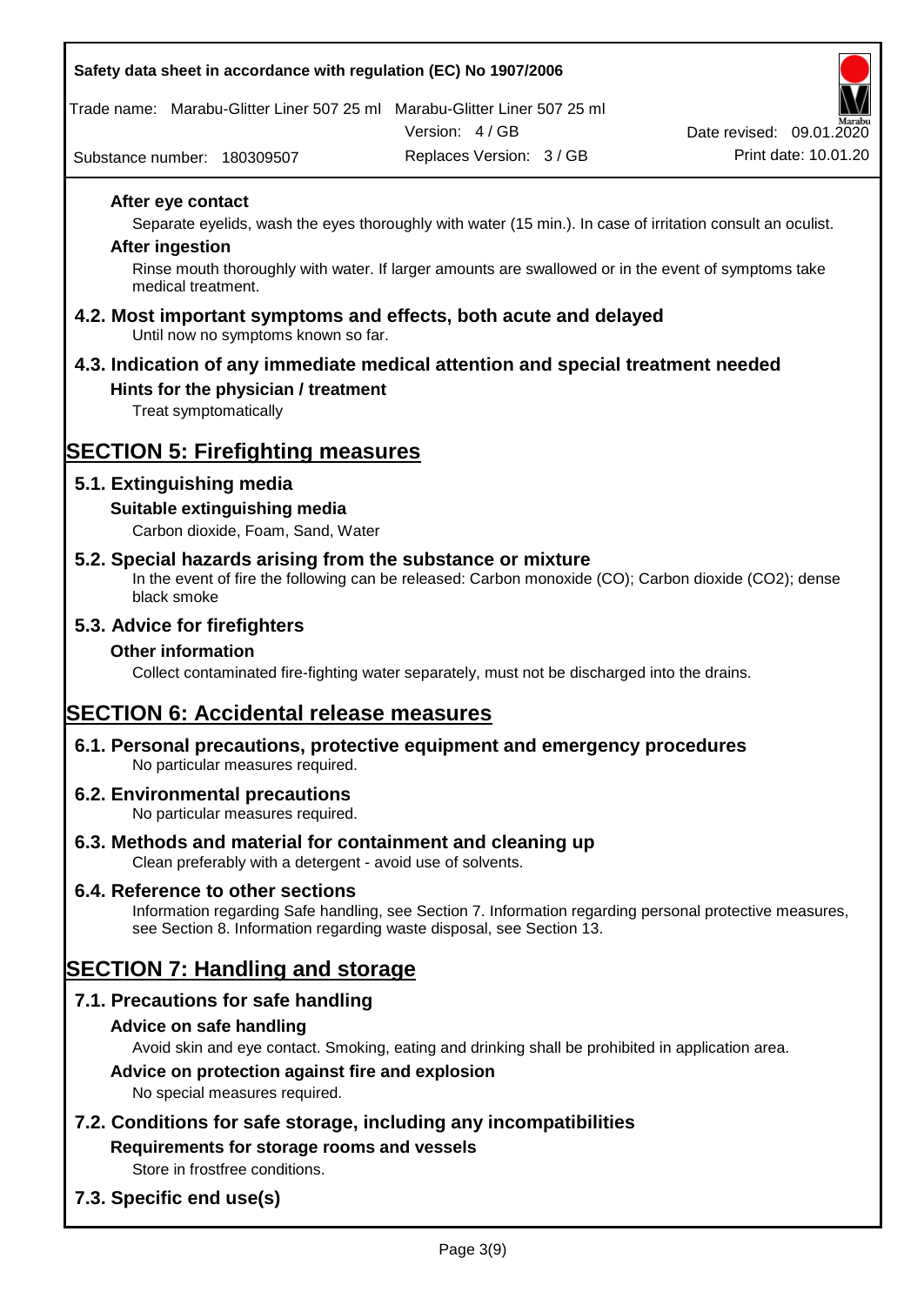#### After eye contact

Separate eyelids, wash the eyes thoroughly with water (15 min.). In case of irritation consult an oculist.

#### After ingestion

Rinse mouth thoroughly with water. If larger amounts are swallowed or in the event of symptoms take medical treatment.

### 4.2. Most important symptoms and effects, both acute and delayed

Until now no symptoms known so far.

### 4.3. Indication of any immediate medical attention and special treatment needed

#### Hints for the physician / treatment

Treat symptomatically

## SECTION 5: Firefighting measures

### 5.1. Extinguishing media

#### Suitable extinguishing media

Carbon dioxide, Foam, Sand, Water

### 5.2. Special hazards arising from the substance or mixture

In the event of fire the following can be released: Carbon monoxide (CO); Carbon dioxide ($CO_2$); dense black smoke

### 5.3. Advice for firefighters

#### Other information

Collect contaminated fire-fighting water separately, must not be discharged into the drains.

## SECTION 6: Accidental release measures

### 6.1. Personal precautions, protective equipment and emergency procedures

No particular measures required.

### 6.2. Environmental precautions

No particular measures required.

### 6.3. Methods and material for containment and cleaning up

Clean preferably with a detergent - avoid use of solvents.

### 6.4. Reference to other sections

Information regarding Safe handling, see Section 7. Information regarding personal protective measures, see Section 8. Information regarding waste disposal, see Section 13.

## SECTION 7: Handling and storage

### 7.1. Precautions for safe handling

#### Advice on safe handling

Avoid skin and eye contact. Smoking, eating and drinking shall be prohibited in application area.

#### Advice on protection against fire and explosion

No special measures required.

### 7.2. Conditions for safe storage, including any incompatibilities

#### Requirements for storage rooms and vessels

Store in frostfree conditions.

### 7.3. Specific end use(s)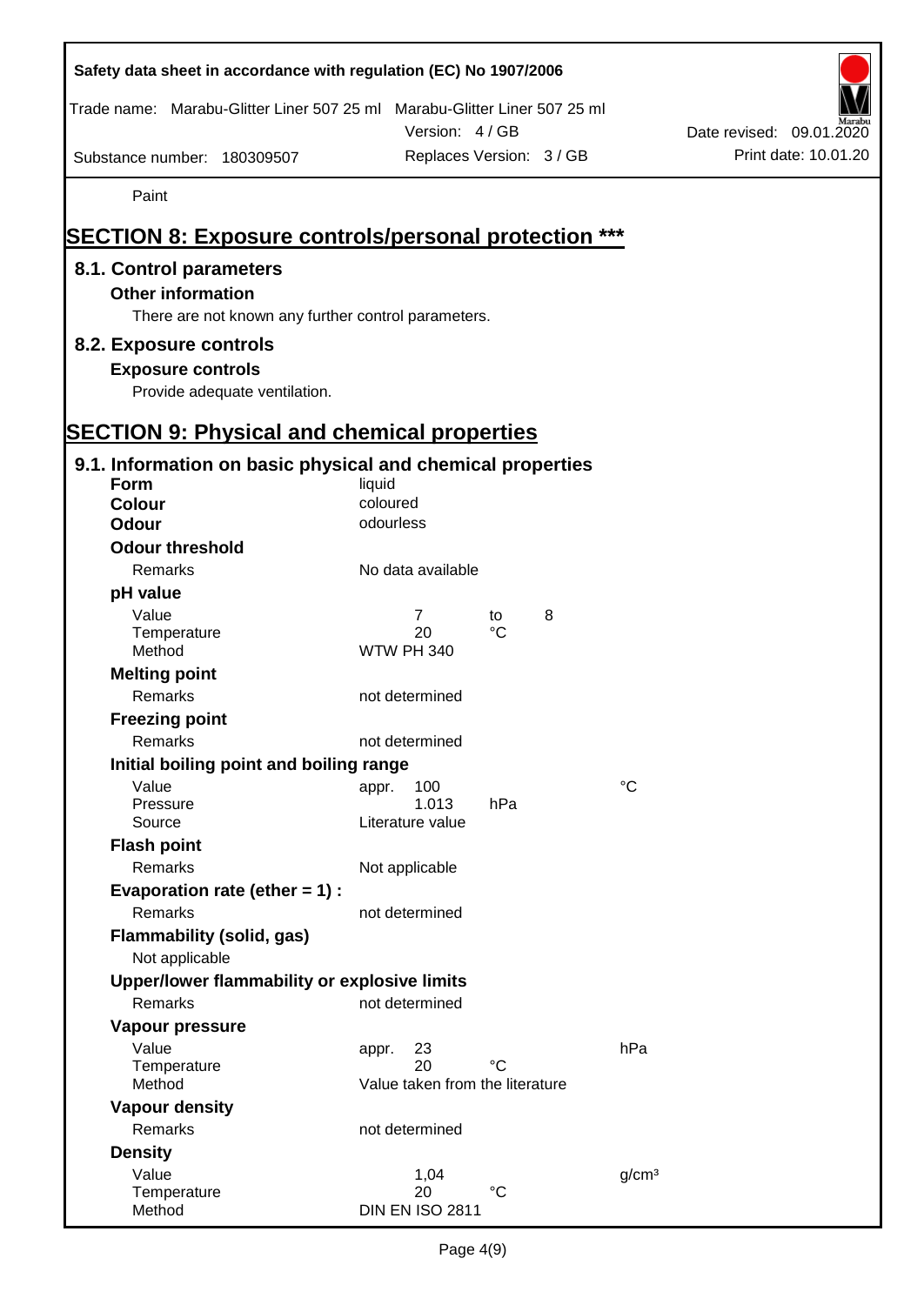Paint

## SECTION 8: Exposure controls/personal protection ***

### 8.1. Control parameters

**Other information**

There are not known any further control parameters.

### 8.2. Exposure controls

**Exposure controls**

Provide adequate ventilation.

## SECTION 9: Physical and chemical properties

### 9.1. Information on basic physical and chemical properties

| | | | | |
|---|---|---|---|---|
| **Form** | liquid | | | |
| **Colour** | coloured | | | |
| **Odour** | odourless | | | |
| **Odour threshold** | | | | |
| Remarks | No data available | | | |
| **pH value** | | | | |
| Value | 7 | to | 8 | |
| Temperature | 20 | °C | | |
| Method | WTW PH 340 | | | |
| **Melting point** | | | | |
| Remarks | not determined | | | |
| **Freezing point** | | | | |
| Remarks | not determined | | | |
| **Initial boiling point and boiling range** | | | | |
| Value | appr. 100 | | | °C |
| Pressure | 1.013 | hPa | | |
| Source | Literature value | | | |
| **Flash point** | | | | |
| Remarks | Not applicable | | | |
| **Evaporation rate (ether = 1) :** | | | | |
| Remarks | not determined | | | |
| **Flammability (solid, gas)** | | | | |
| Not applicable | | | | |
| **Upper/lower flammability or explosive limits** | | | | |
| Remarks | not determined | | | |
| **Vapour pressure** | | | | |
| Value | appr. 23 | | | hPa |
| Temperature | 20 | °C | | |
| Method | Value taken from the literature | | | |
| **Vapour density** | | | | |
| Remarks | not determined | | | |
| **Density** | | | | |
| Value | 1,04 | | | g/cm³ |
| Temperature | 20 | °C | | |
| Method | DIN EN ISO 2811 | | | |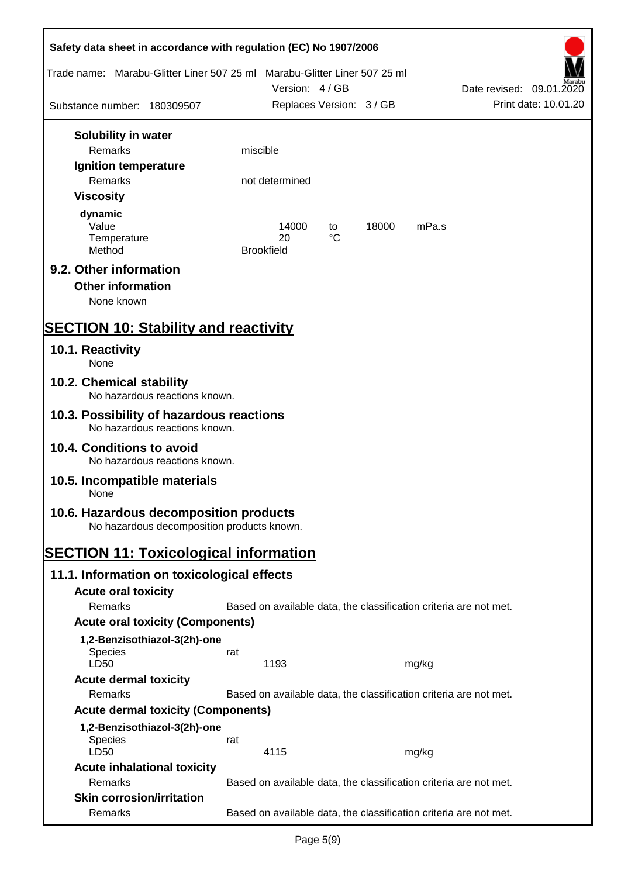**Solubility in water**

| | |
|---|---|
| Remarks | miscible |

**Ignition temperature**

| | |
|---|---|
| Remarks | not determined |

**Viscosity**

**dynamic**

| | | | | |
|---|---|---|---|---|
| Value | 14000 | to | 18000 | mPa.s |
| Temperature | 20 | °C | | |
| Method | Brookfield | | | |

## 9.2. Other information

**Other information**

None known

# SECTION 10: Stability and reactivity

## 10.1. Reactivity

None

## 10.2. Chemical stability

No hazardous reactions known.

## 10.3. Possibility of hazardous reactions

No hazardous reactions known.

## 10.4. Conditions to avoid

No hazardous reactions known.

## 10.5. Incompatible materials

None

## 10.6. Hazardous decomposition products

No hazardous decomposition products known.

# SECTION 11: Toxicological information

## 11.1. Information on toxicological effects

**Acute oral toxicity**

| | |
|---|---|
| Remarks | Based on available data, the classification criteria are not met. |

**Acute oral toxicity (Components)**

**1,2-Benzisothiazol-3(2h)-one**

| | | |
|---|---|---|
| Species | rat | |
| LD50 | 1193 | mg/kg |

**Acute dermal toxicity**

| | |
|---|---|
| Remarks | Based on available data, the classification criteria are not met. |

**Acute dermal toxicity (Components)**

**1,2-Benzisothiazol-3(2h)-one**

| | | |
|---|---|---|
| Species | rat | |
| LD50 | 4115 | mg/kg |

**Acute inhalational toxicity**

| | |
|---|---|
| Remarks | Based on available data, the classification criteria are not met. |

**Skin corrosion/irritation**

| | |
|---|---|
| Remarks | Based on available data, the classification criteria are not met. |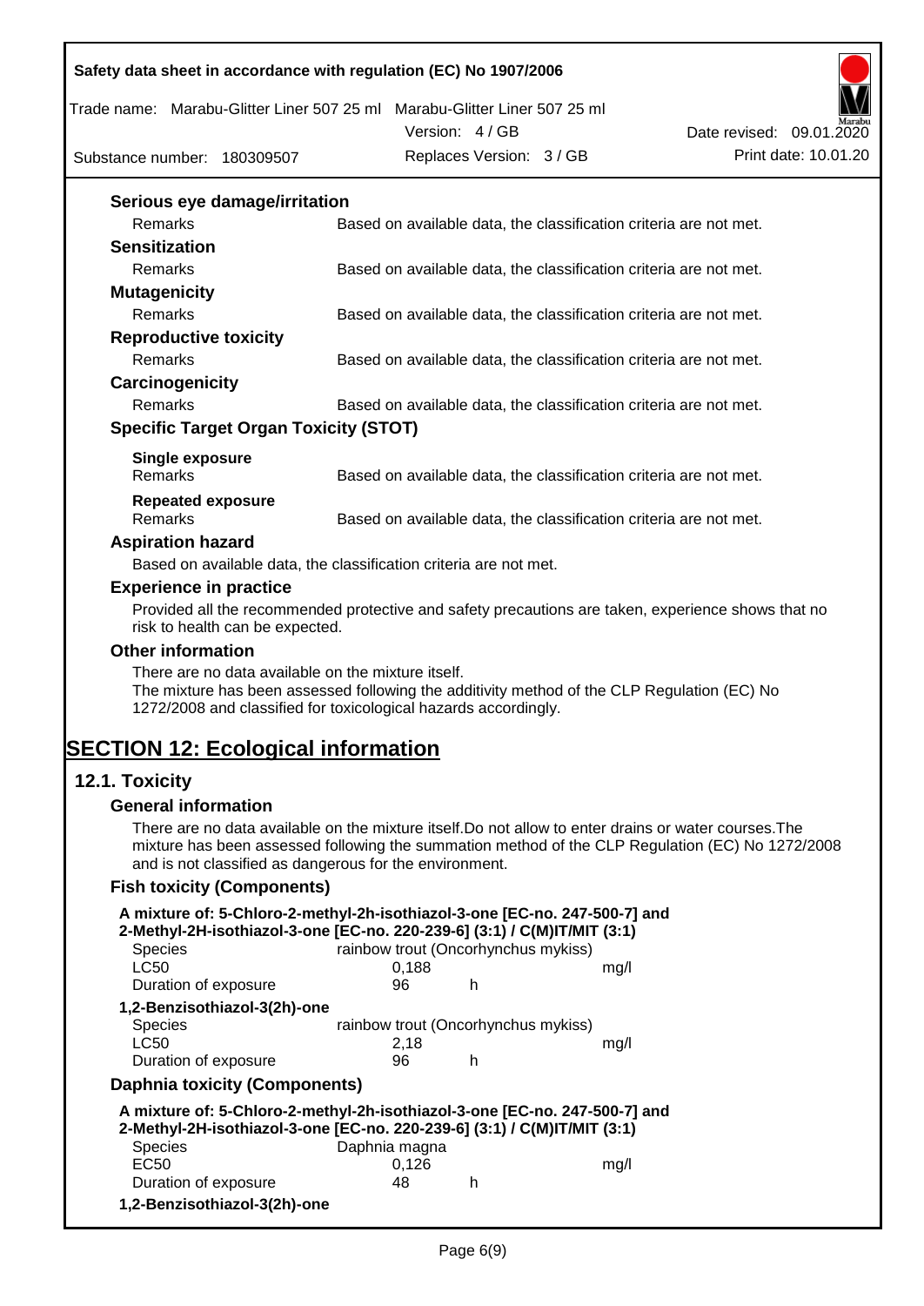### Serious eye damage/irritation

| | |
|---|---|
| Remarks | Based on available data, the classification criteria are not met. |

### Sensitization

| | |
|---|---|
| Remarks | Based on available data, the classification criteria are not met. |

### Mutagenicity

| | |
|---|---|
| Remarks | Based on available data, the classification criteria are not met. |

### Reproductive toxicity

| | |
|---|---|
| Remarks | Based on available data, the classification criteria are not met. |

### Carcinogenicity

| | |
|---|---|
| Remarks | Based on available data, the classification criteria are not met. |

### Specific Target Organ Toxicity (STOT)

**Single exposure**

| | |
|---|---|
| Remarks | Based on available data, the classification criteria are not met. |

**Repeated exposure**

| | |
|---|---|
| Remarks | Based on available data, the classification criteria are not met. |

### Aspiration hazard

Based on available data, the classification criteria are not met.

### Experience in practice

Provided all the recommended protective and safety precautions are taken, experience shows that no risk to health can be expected.

### Other information

There are no data available on the mixture itself.
The mixture has been assessed following the additivity method of the CLP Regulation (EC) No 1272/2008 and classified for toxicological hazards accordingly.

# SECTION 12: Ecological information

## 12.1. Toxicity

### General information

There are no data available on the mixture itself.Do not allow to enter drains or water courses.The mixture has been assessed following the summation method of the CLP Regulation (EC) No 1272/2008 and is not classified as dangerous for the environment.

### Fish toxicity (Components)

**A mixture of: 5-Chloro-2-methyl-2h-isothiazol-3-one [EC-no. 247-500-7] and 2-Methyl-2H-isothiazol-3-one [EC-no. 220-239-6] (3:1) / C(M)IT/MIT (3:1)**

| | | | |
|---|---|---|---|
| Species | rainbow trout (Oncorhynchus mykiss) | | |
| LC50 | 0,188 | | mg/l |
| Duration of exposure | 96 | h | |

**1,2-Benzisothiazol-3(2h)-one**

| | | | |
|---|---|---|---|
| Species | rainbow trout (Oncorhynchus mykiss) | | |
| LC50 | 2,18 | | mg/l |
| Duration of exposure | 96 | h | |

### Daphnia toxicity (Components)

**A mixture of: 5-Chloro-2-methyl-2h-isothiazol-3-one [EC-no. 247-500-7] and 2-Methyl-2H-isothiazol-3-one [EC-no. 220-239-6] (3:1) / C(M)IT/MIT (3:1)**

| | | | |
|---|---|---|---|
| Species | Daphnia magna | | |
| EC50 | 0,126 | | mg/l |
| Duration of exposure | 48 | h | |

**1,2-Benzisothiazol-3(2h)-one**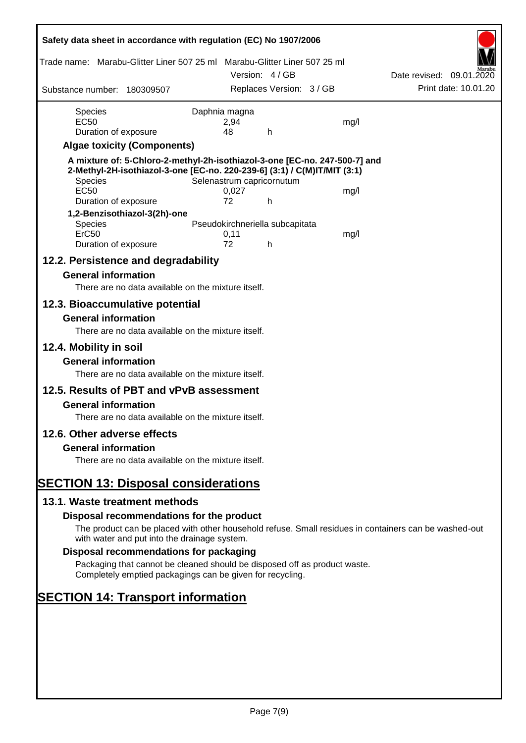| | | | |
|---|---|---|---|
| Species | Daphnia magna | | |
| EC50 | 2,94 | | mg/l |
| Duration of exposure | 48 | h | |

### Algae toxicity (Components)

**A mixture of: 5-Chloro-2-methyl-2h-isothiazol-3-one [EC-no. 247-500-7] and 2-Methyl-2H-isothiazol-3-one [EC-no. 220-239-6] (3:1) / C(M)IT/MIT (3:1)**

| | | | |
|---|---|---|---|
| Species | Selenastrum capricornutum | | |
| EC50 | 0,027 | | mg/l |
| Duration of exposure | 72 | h | |

**1,2-Benzisothiazol-3(2h)-one**

| | | | |
|---|---|---|---|
| Species | Pseudokirchneriella subcapitata | | |
| ErC50 | 0,11 | | mg/l |
| Duration of exposure | 72 | h | |

## 12.2. Persistence and degradability

### General information

There are no data available on the mixture itself.

## 12.3. Bioaccumulative potential

### General information

There are no data available on the mixture itself.

## 12.4. Mobility in soil

### General information

There are no data available on the mixture itself.

## 12.5. Results of PBT and vPvB assessment

### General information

There are no data available on the mixture itself.

## 12.6. Other adverse effects

### General information

There are no data available on the mixture itself.

# SECTION 13: Disposal considerations

## 13.1. Waste treatment methods

### Disposal recommendations for the product

The product can be placed with other household refuse. Small residues in containers can be washed-out with water and put into the drainage system.

### Disposal recommendations for packaging

Packaging that cannot be cleaned should be disposed off as product waste.
Completely emptied packagings can be given for recycling.

# SECTION 14: Transport information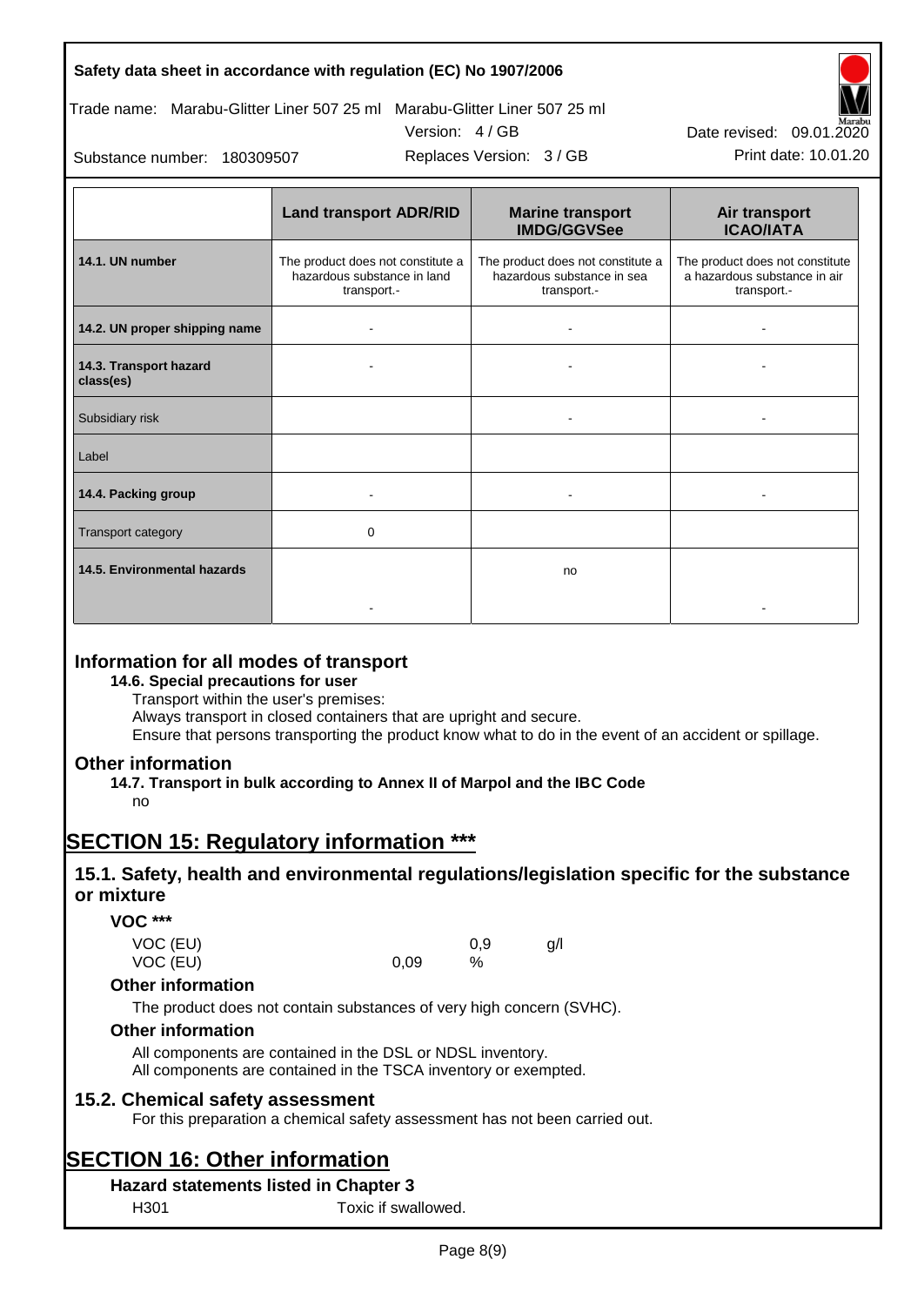| | Land transport ADR/RID | Marine transport IMDG/GGVSee | Air transport ICAO/IATA |
|---|---|---|---|
| **14.1. UN number** | The product does not constitute a hazardous substance in land transport.- | The product does not constitute a hazardous substance in sea transport.- | The product does not constitute a hazardous substance in air transport.- |
| **14.2. UN proper shipping name** | - | - | - |
| **14.3. Transport hazard class(es)** | - | - | - |
| Subsidiary risk | | - | - |
| Label | | | |
| **14.4. Packing group** | - | - | - |
| Transport category | 0 | | |
| **14.5. Environmental hazards** | - | no | - |

## Information for all modes of transport

**14.6. Special precautions for user**

Transport within the user's premises:
Always transport in closed containers that are upright and secure.
Ensure that persons transporting the product know what to do in the event of an accident or spillage.

## Other information

**14.7. Transport in bulk according to Annex II of Marpol and the IBC Code**

no

# SECTION 15: Regulatory information ***

## 15.1. Safety, health and environmental regulations/legislation specific for the substance or mixture

**VOC *****

| | | | |
|---|---|---|---|
| VOC (EU) | | 0,9 | g/l |
| VOC (EU) | 0,09 | % | |

**Other information**

The product does not contain substances of very high concern (SVHC).

**Other information**

All components are contained in the DSL or NDSL inventory.
All components are contained in the TSCA inventory or exempted.

## 15.2. Chemical safety assessment

For this preparation a chemical safety assessment has not been carried out.

# SECTION 16: Other information

**Hazard statements listed in Chapter 3**

H301 Toxic if swallowed.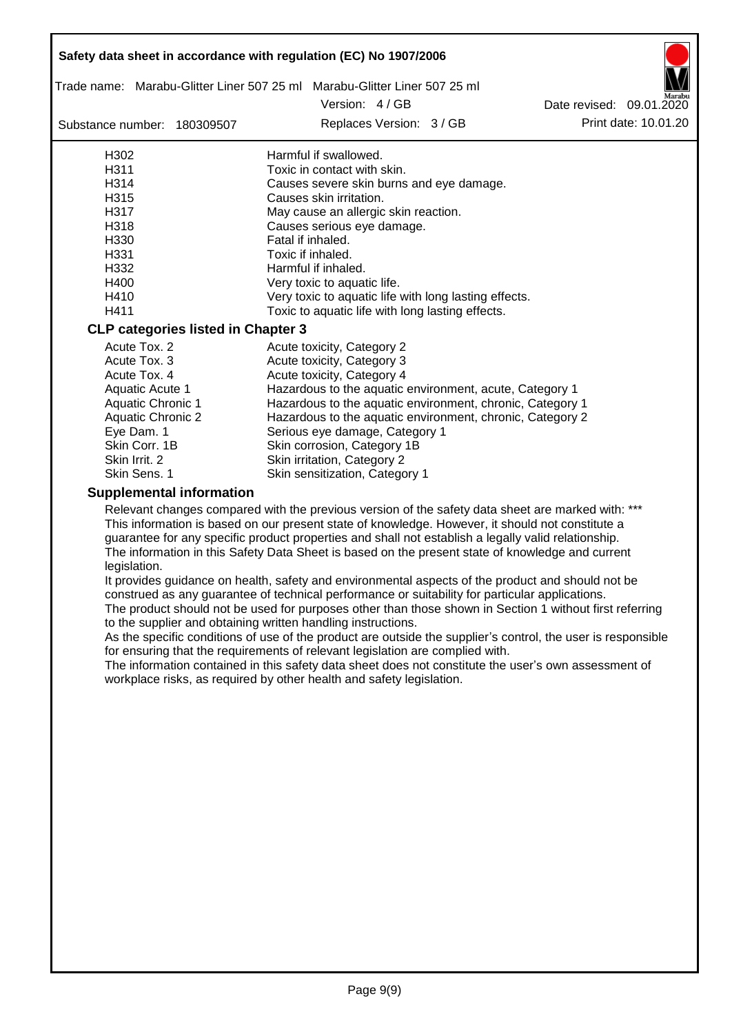| | |
|---|---|
| H302 | Harmful if swallowed. |
| H311 | Toxic in contact with skin. |
| H314 | Causes severe skin burns and eye damage. |
| H315 | Causes skin irritation. |
| H317 | May cause an allergic skin reaction. |
| H318 | Causes serious eye damage. |
| H330 | Fatal if inhaled. |
| H331 | Toxic if inhaled. |
| H332 | Harmful if inhaled. |
| H400 | Very toxic to aquatic life. |
| H410 | Very toxic to aquatic life with long lasting effects. |
| H411 | Toxic to aquatic life with long lasting effects. |

## CLP categories listed in Chapter 3

| | |
|---|---|
| Acute Tox. 2 | Acute toxicity, Category 2 |
| Acute Tox. 3 | Acute toxicity, Category 3 |
| Acute Tox. 4 | Acute toxicity, Category 4 |
| Aquatic Acute 1 | Hazardous to the aquatic environment, acute, Category 1 |
| Aquatic Chronic 1 | Hazardous to the aquatic environment, chronic, Category 1 |
| Aquatic Chronic 2 | Hazardous to the aquatic environment, chronic, Category 2 |
| Eye Dam. 1 | Serious eye damage, Category 1 |
| Skin Corr. 1B | Skin corrosion, Category 1B |
| Skin Irrit. 2 | Skin irritation, Category 2 |
| Skin Sens. 1 | Skin sensitization, Category 1 |

## Supplemental information

Relevant changes compared with the previous version of the safety data sheet are marked with: ***
This information is based on our present state of knowledge. However, it should not constitute a guarantee for any specific product properties and shall not establish a legally valid relationship.
The information in this Safety Data Sheet is based on the present state of knowledge and current legislation.
It provides guidance on health, safety and environmental aspects of the product and should not be construed as any guarantee of technical performance or suitability for particular applications.
The product should not be used for purposes other than those shown in Section 1 without first referring to the supplier and obtaining written handling instructions.
As the specific conditions of use of the product are outside the supplier's control, the user is responsible for ensuring that the requirements of relevant legislation are complied with.
The information contained in this safety data sheet does not constitute the user's own assessment of workplace risks, as required by other health and safety legislation.